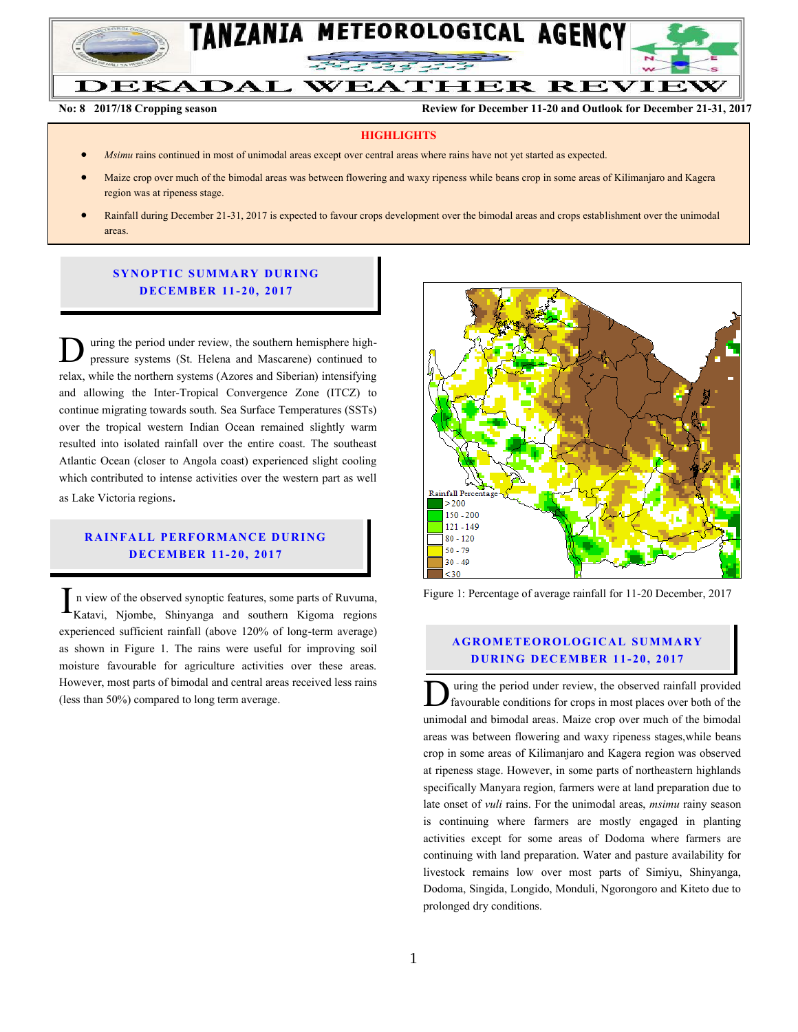# TANZANIA METEOROLOGICAL AGENCY

# DEKADAL WEATHER REVIEW

**No: 8 2017/18 Cropping season** **Review for December 11-20 and Outlook for December 21-31, 2017**

## HIGHLIGHTS

- *Msimu* rains continued in most of unimodal areas except over central areas where rains have not yet started as expected.
- Maize crop over much of the bimodal areas was between flowering and waxy ripeness while beans crop in some areas of Kilimanjaro and Kagera region was at ripeness stage.
- Rainfall during December 21-31, 2017 is expected to favour crops development over the bimodal areas and crops establishment over the unimodal areas.

## SYNOPTIC SUMMARY DURING DECEMBER 11-20, 2017

During the period under review, the southern hemisphere high-pressure systems (St. Helena and Mascarene) continued to relax, while the northern systems (Azores and Siberian) intensifying and allowing the Inter-Tropical Convergence Zone (ITCZ) to continue migrating towards south. Sea Surface Temperatures (SSTs) over the tropical western Indian Ocean remained slightly warm resulted into isolated rainfall over the entire coast. The southeast Atlantic Ocean (closer to Angola coast) experienced slight cooling which contributed to intense activities over the western part as well as Lake Victoria regions.

## RAINFALL PERFORMANCE DURING DECEMBER 11-20, 2017

In view of the observed synoptic features, some parts of Ruvuma, Katavi, Njombe, Shinyanga and southern Kigoma regions experienced sufficient rainfall (above 120% of long-term average) as shown in Figure 1. The rains were useful for improving soil moisture favourable for agriculture activities over these areas. However, most parts of bimodal and central areas received less rains (less than 50%) compared to long term average.

Rainfall Percentage
- > 200
- 150 - 200
- 121 - 149
- 80 - 120
- 50 - 79
- 30 - 49
- <30

Figure 1: Percentage of average rainfall for 11-20 December, 2017

## AGROMETEOROLOGICAL SUMMARY DURING DECEMBER 11-20, 2017

During the period under review, the observed rainfall provided favourable conditions for crops in most places over both of the unimodal and bimodal areas. Maize crop over much of the bimodal areas was between flowering and waxy ripeness stages,while beans crop in some areas of Kilimanjaro and Kagera region was observed at ripeness stage. However, in some parts of northeastern highlands specifically Manyara region, farmers were at land preparation due to late onset of *vuli* rains. For the unimodal areas, *msimu* rainy season is continuing where farmers are mostly engaged in planting activities except for some areas of Dodoma where farmers are continuing with land preparation. Water and pasture availability for livestock remains low over most parts of Simiyu, Shinyanga, Dodoma, Singida, Longido, Monduli, Ngorongoro and Kiteto due to prolonged dry conditions.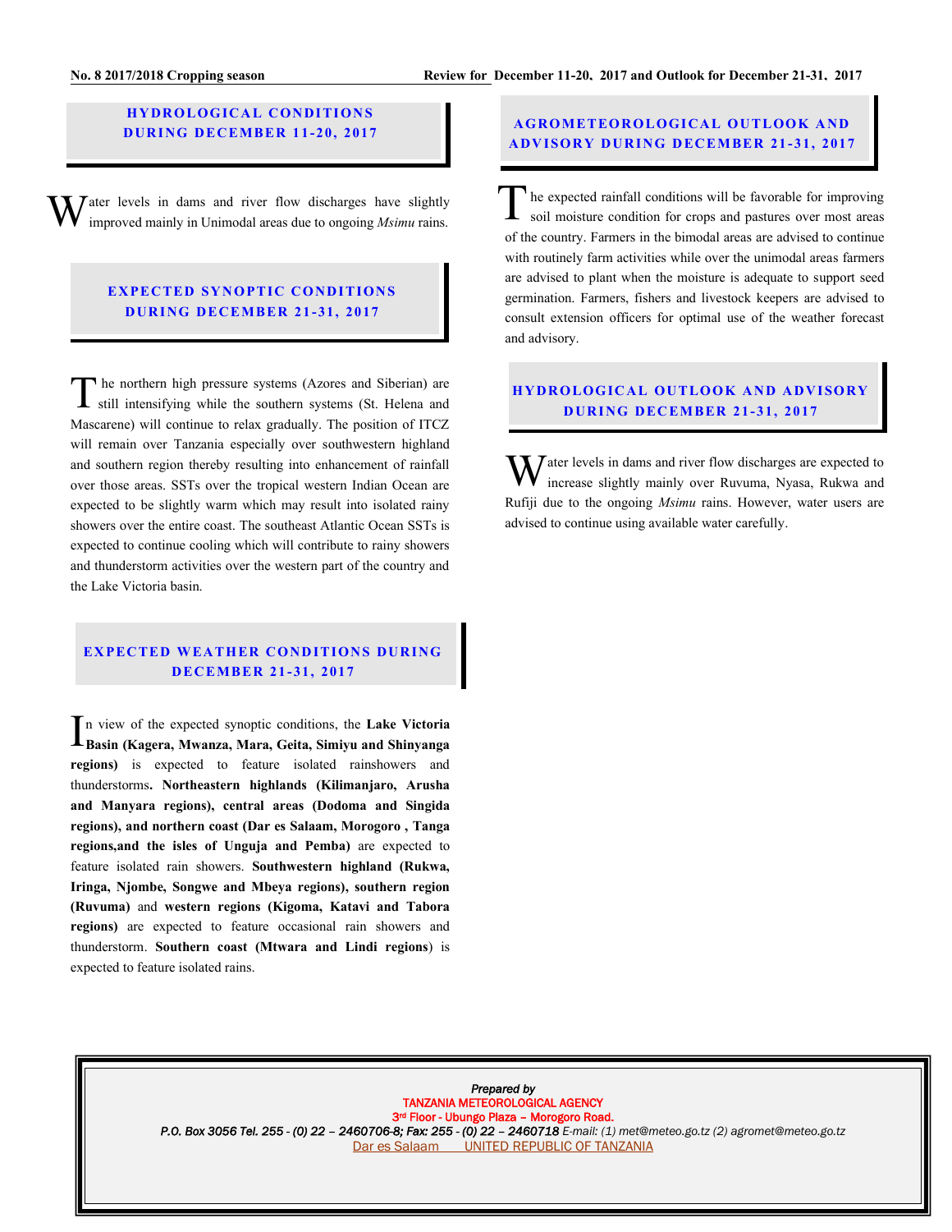## HYDROLOGICAL CONDITIONS DURING DECEMBER 11-20, 2017

Water levels in dams and river flow discharges have slightly improved mainly in Unimodal areas due to ongoing *Msimu* rains.

## EXPECTED SYNOPTIC CONDITIONS DURING DECEMBER 21-31, 2017

The northern high pressure systems (Azores and Siberian) are still intensifying while the southern systems (St. Helena and Mascarene) will continue to relax gradually. The position of ITCZ will remain over Tanzania especially over southwestern highland and southern region thereby resulting into enhancement of rainfall over those areas. SSTs over the tropical western Indian Ocean are expected to be slightly warm which may result into isolated rainy showers over the entire coast. The southeast Atlantic Ocean SSTs is expected to continue cooling which will contribute to rainy showers and thunderstorm activities over the western part of the country and the Lake Victoria basin.

## EXPECTED WEATHER CONDITIONS DURING DECEMBER 21-31, 2017

In view of the expected synoptic conditions, the **Lake Victoria Basin (Kagera, Mwanza, Mara, Geita, Simiyu and Shinyanga regions)** is expected to feature isolated rainshowers and thunderstorms**. Northeastern highlands (Kilimanjaro, Arusha and Manyara regions), central areas (Dodoma and Singida regions), and northern coast (Dar es Salaam, Morogoro , Tanga regions,and the isles of Unguja and Pemba)** are expected to feature isolated rain showers. **Southwestern highland (Rukwa, Iringa, Njombe, Songwe and Mbeya regions), southern region (Ruvuma)** and **western regions (Kigoma, Katavi and Tabora regions)** are expected to feature occasional rain showers and thunderstorm. **Southern coast (Mtwara and Lindi regions**) is expected to feature isolated rains.

## AGROMETEOROLOGICAL OUTLOOK AND ADVISORY DURING DECEMBER 21-31, 2017

The expected rainfall conditions will be favorable for improving soil moisture condition for crops and pastures over most areas of the country. Farmers in the bimodal areas are advised to continue with routinely farm activities while over the unimodal areas farmers are advised to plant when the moisture is adequate to support seed germination. Farmers, fishers and livestock keepers are advised to consult extension officers for optimal use of the weather forecast and advisory.

## HYDROLOGICAL OUTLOOK AND ADVISORY DURING DECEMBER 21-31, 2017

Water levels in dams and river flow discharges are expected to increase slightly mainly over Ruvuma, Nyasa, Rukwa and Rufiji due to the ongoing *Msimu* rains. However, water users are advised to continue using available water carefully.

*Prepared by*
TANZANIA METEOROLOGICAL AGENCY
3rd Floor - Ubungo Plaza – Morogoro Road.
*P.O. Box 3056 Tel. 255 - (0) 22 – 2460706-8; Fax: 255 - (0) 22 – 2460718 E-mail: (1) met@meteo.go.tz (2) agromet@meteo.go.tz*
Dar es Salaam UNITED REPUBLIC OF TANZANIA